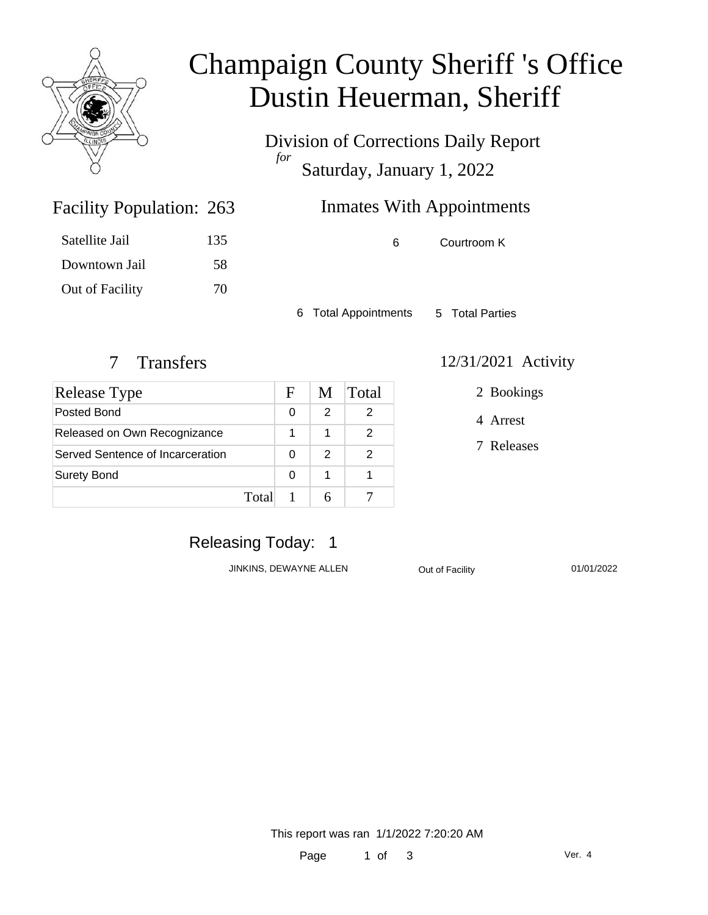# Champaign County Sheriff 's Office
# Dustin Heuerman, Sheriff

Division of Corrections Daily Report
*for*
Saturday, January 1, 2022

## Facility Population: 263

| | |
|---|---|
| Satellite Jail | 135 |
| Downtown Jail | 58 |
| Out of Facility | 70 |

## Inmates With Appointments

6 Courtroom K

6 Total Appointments 5 Total Parties

## 7 Transfers

| Release Type | F | M | Total |
|---|---|---|---|
| Posted Bond | 0 | 2 | 2 |
| Released on Own Recognizance | 1 | 1 | 2 |
| Served Sentence of Incarceration | 0 | 2 | 2 |
| Surety Bond | 0 | 1 | 1 |
| Total | 1 | 6 | 7 |

## 12/31/2021 Activity

2 Bookings

4 Arrest

7 Releases

## Releasing Today: 1

| | | |
|---|---|---|
| JINKINS, DEWAYNE ALLEN | Out of Facility | 01/01/2022 |

This report was ran 1/1/2022 7:20:20 AM

Ver. 4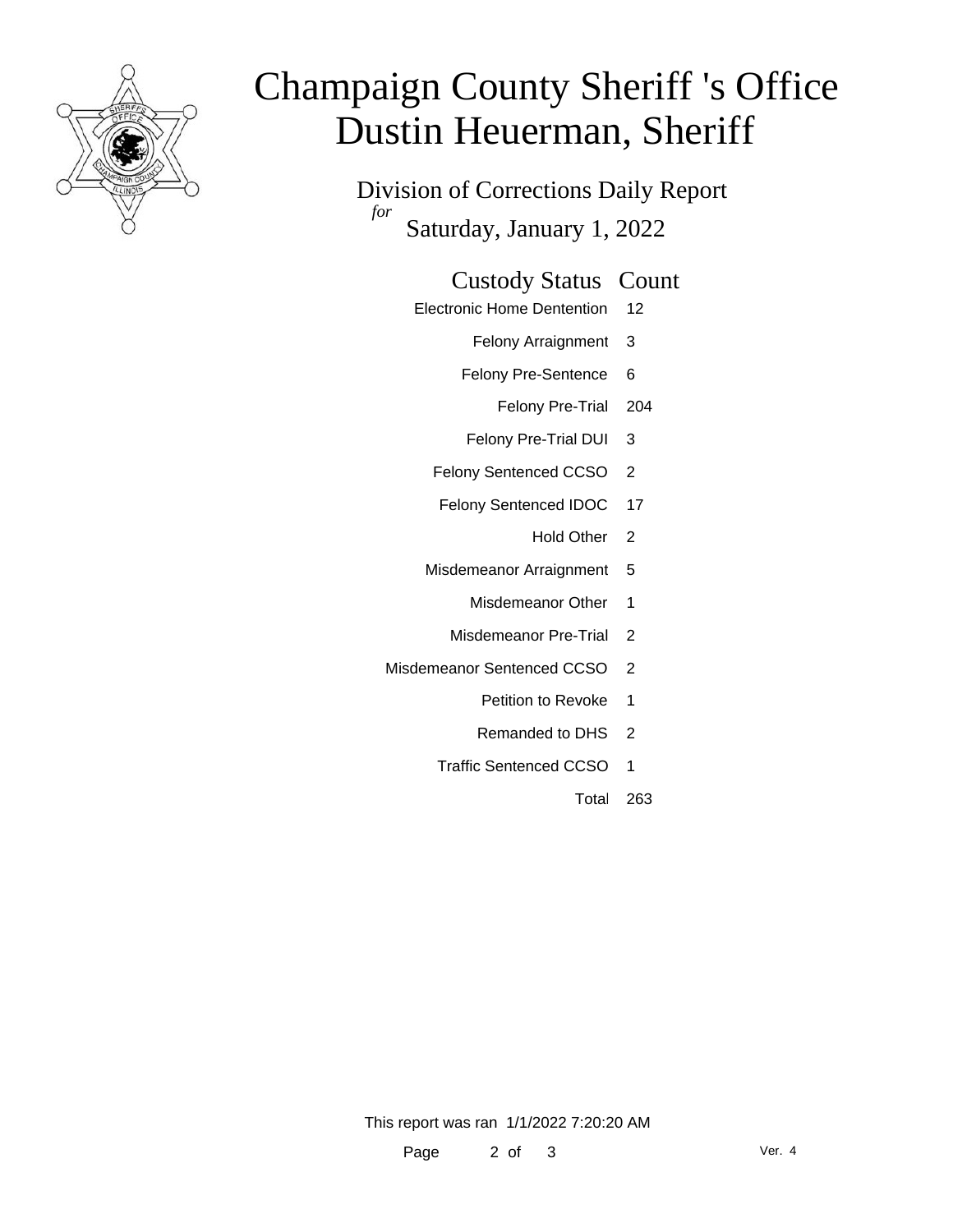# Champaign County Sheriff 's Office
# Dustin Heuerman, Sheriff

Division of Corrections Daily Report

*for*

Saturday, January 1, 2022

| Custody Status | Count |
|---|---|
| Electronic Home Dentention | 12 |
| Felony Arraignment | 3 |
| Felony Pre-Sentence | 6 |
| Felony Pre-Trial | 204 |
| Felony Pre-Trial DUI | 3 |
| Felony Sentenced CCSO | 2 |
| Felony Sentenced IDOC | 17 |
| Hold Other | 2 |
| Misdemeanor Arraignment | 5 |
| Misdemeanor Other | 1 |
| Misdemeanor Pre-Trial | 2 |
| Misdemeanor Sentenced CCSO | 2 |
| Petition to Revoke | 1 |
| Remanded to DHS | 2 |
| Traffic Sentenced CCSO | 1 |
| Total | 263 |

This report was ran 1/1/2022 7:20:20 AM

Ver. 4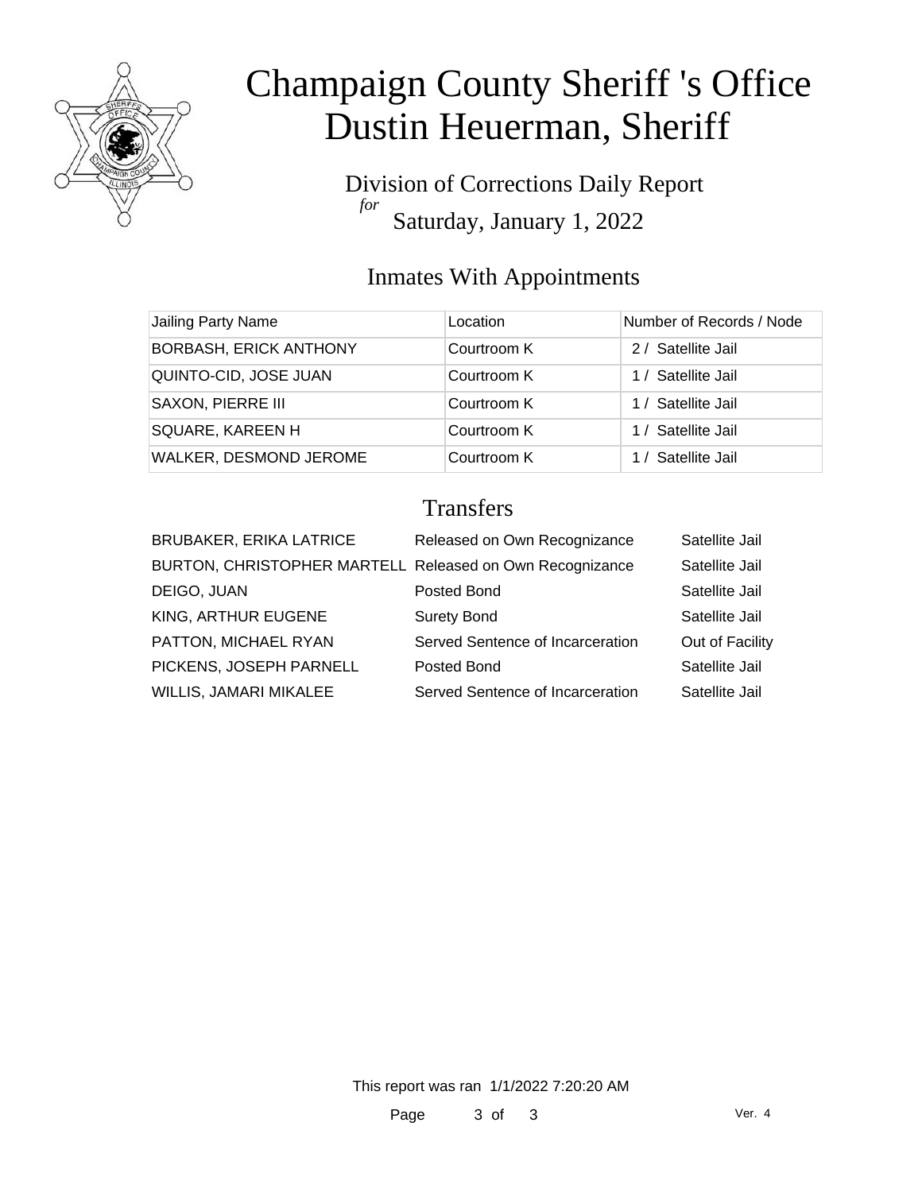# Champaign County Sheriff 's Office
# Dustin Heuerman, Sheriff

Division of Corrections Daily Report
*for*
Saturday, January 1, 2022

## Inmates With Appointments

| Jailing Party Name | Location | Number of Records / Node |
|---|---|---|
| BORBASH, ERICK ANTHONY | Courtroom K | 2 / Satellite Jail |
| QUINTO-CID, JOSE JUAN | Courtroom K | 1 / Satellite Jail |
| SAXON, PIERRE III | Courtroom K | 1 / Satellite Jail |
| SQUARE, KAREEN H | Courtroom K | 1 / Satellite Jail |
| WALKER, DESMOND JEROME | Courtroom K | 1 / Satellite Jail |

## Transfers

| | | |
|---|---|---|
| BRUBAKER, ERIKA LATRICE | Released on Own Recognizance | Satellite Jail |
| BURTON, CHRISTOPHER MARTELL | Released on Own Recognizance | Satellite Jail |
| DEIGO, JUAN | Posted Bond | Satellite Jail |
| KING, ARTHUR EUGENE | Surety Bond | Satellite Jail |
| PATTON, MICHAEL RYAN | Served Sentence of Incarceration | Out of Facility |
| PICKENS, JOSEPH PARNELL | Posted Bond | Satellite Jail |
| WILLIS, JAMARI MIKALEE | Served Sentence of Incarceration | Satellite Jail |

This report was ran 1/1/2022 7:20:20 AM

Ver. 4